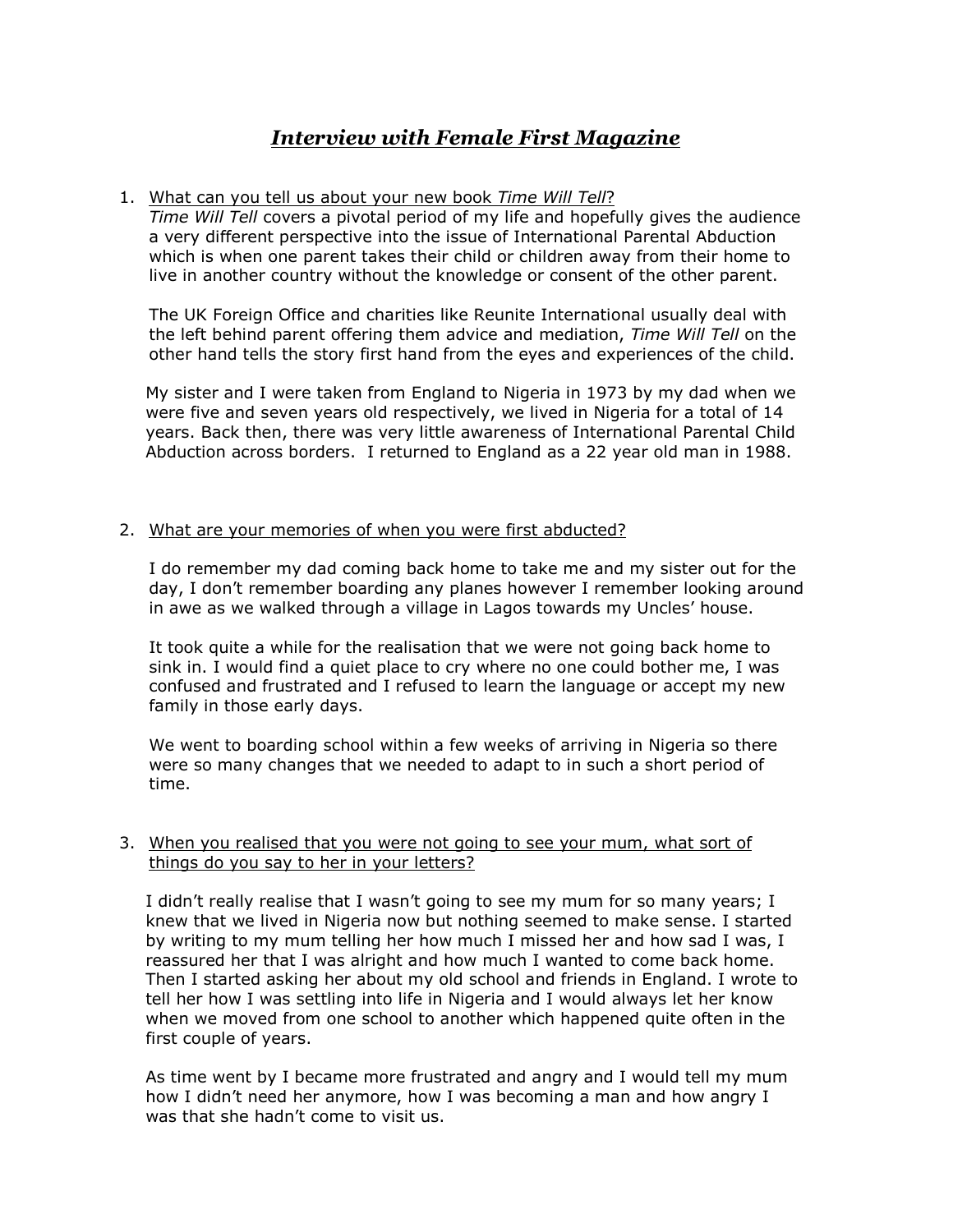# *Interview with Female First Magazine*

1. What can you tell us about your new book *Time Will Tell*?

   *Time Will Tell* covers a pivotal period of my life and hopefully gives the audience a very different perspective into the issue of International Parental Abduction which is when one parent takes their child or children away from their home to live in another country without the knowledge or consent of the other parent.

   The UK Foreign Office and charities like Reunite International usually deal with the left behind parent offering them advice and mediation, *Time Will Tell* on the other hand tells the story first hand from the eyes and experiences of the child.

   My sister and I were taken from England to Nigeria in 1973 by my dad when we were five and seven years old respectively, we lived in Nigeria for a total of 14 years. Back then, there was very little awareness of International Parental Child Abduction across borders. I returned to England as a 22 year old man in 1988.

2. What are your memories of when you were first abducted?

   I do remember my dad coming back home to take me and my sister out for the day, I don't remember boarding any planes however I remember looking around in awe as we walked through a village in Lagos towards my Uncles' house.

   It took quite a while for the realisation that we were not going back home to sink in. I would find a quiet place to cry where no one could bother me, I was confused and frustrated and I refused to learn the language or accept my new family in those early days.

   We went to boarding school within a few weeks of arriving in Nigeria so there were so many changes that we needed to adapt to in such a short period of time.

3. When you realised that you were not going to see your mum, what sort of things do you say to her in your letters?

   I didn't really realise that I wasn't going to see my mum for so many years; I knew that we lived in Nigeria now but nothing seemed to make sense. I started by writing to my mum telling her how much I missed her and how sad I was, I reassured her that I was alright and how much I wanted to come back home. Then I started asking her about my old school and friends in England. I wrote to tell her how I was settling into life in Nigeria and I would always let her know when we moved from one school to another which happened quite often in the first couple of years.

   As time went by I became more frustrated and angry and I would tell my mum how I didn't need her anymore, how I was becoming a man and how angry I was that she hadn't come to visit us.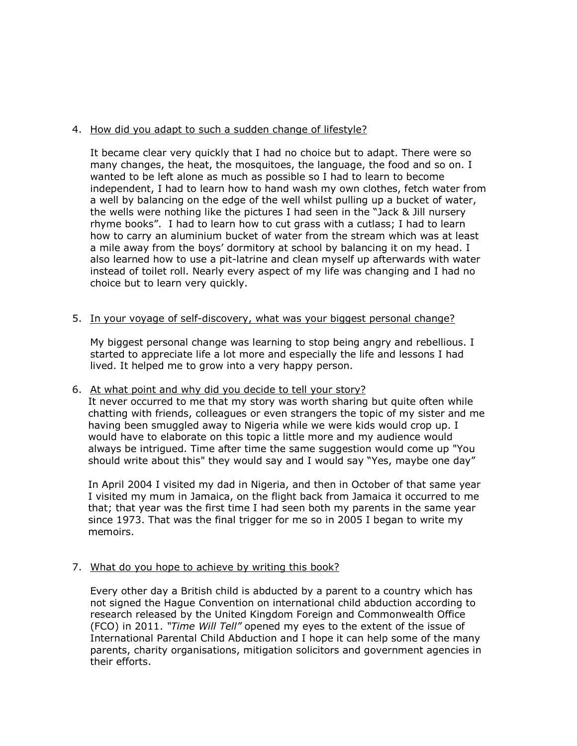4. <u>How did you adapt to such a sudden change of lifestyle?</u>

   It became clear very quickly that I had no choice but to adapt. There were so many changes, the heat, the mosquitoes, the language, the food and so on. I wanted to be left alone as much as possible so I had to learn to become independent, I had to learn how to hand wash my own clothes, fetch water from a well by balancing on the edge of the well whilst pulling up a bucket of water, the wells were nothing like the pictures I had seen in the "Jack & Jill nursery rhyme books". I had to learn how to cut grass with a cutlass; I had to learn how to carry an aluminium bucket of water from the stream which was at least a mile away from the boys' dormitory at school by balancing it on my head. I also learned how to use a pit-latrine and clean myself up afterwards with water instead of toilet roll. Nearly every aspect of my life was changing and I had no choice but to learn very quickly.

5. <u>In your voyage of self-discovery, what was your biggest personal change?</u>

   My biggest personal change was learning to stop being angry and rebellious. I started to appreciate life a lot more and especially the life and lessons I had lived. It helped me to grow into a very happy person.

6. <u>At what point and why did you decide to tell your story?</u>

   It never occurred to me that my story was worth sharing but quite often while chatting with friends, colleagues or even strangers the topic of my sister and me having been smuggled away to Nigeria while we were kids would crop up. I would have to elaborate on this topic a little more and my audience would always be intrigued. Time after time the same suggestion would come up "You should write about this" they would say and I would say "Yes, maybe one day"

   In April 2004 I visited my dad in Nigeria, and then in October of that same year I visited my mum in Jamaica, on the flight back from Jamaica it occurred to me that; that year was the first time I had seen both my parents in the same year since 1973. That was the final trigger for me so in 2005 I began to write my memoirs.

7. <u>What do you hope to achieve by writing this book?</u>

   Every other day a British child is abducted by a parent to a country which has not signed the Hague Convention on international child abduction according to research released by the United Kingdom Foreign and Commonwealth Office (FCO) in 2011. *"Time Will Tell"* opened my eyes to the extent of the issue of International Parental Child Abduction and I hope it can help some of the many parents, charity organisations, mitigation solicitors and government agencies in their efforts.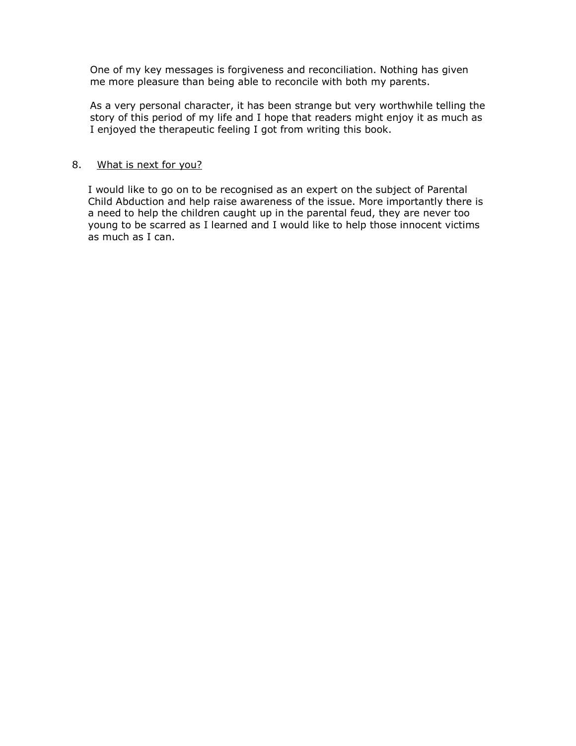One of my key messages is forgiveness and reconciliation. Nothing has given me more pleasure than being able to reconcile with both my parents.

As a very personal character, it has been strange but very worthwhile telling the story of this period of my life and I hope that readers might enjoy it as much as I enjoyed the therapeutic feeling I got from writing this book.

8. <u>What is next for you?</u>

I would like to go on to be recognised as an expert on the subject of Parental Child Abduction and help raise awareness of the issue. More importantly there is a need to help the children caught up in the parental feud, they are never too young to be scarred as I learned and I would like to help those innocent victims as much as I can.